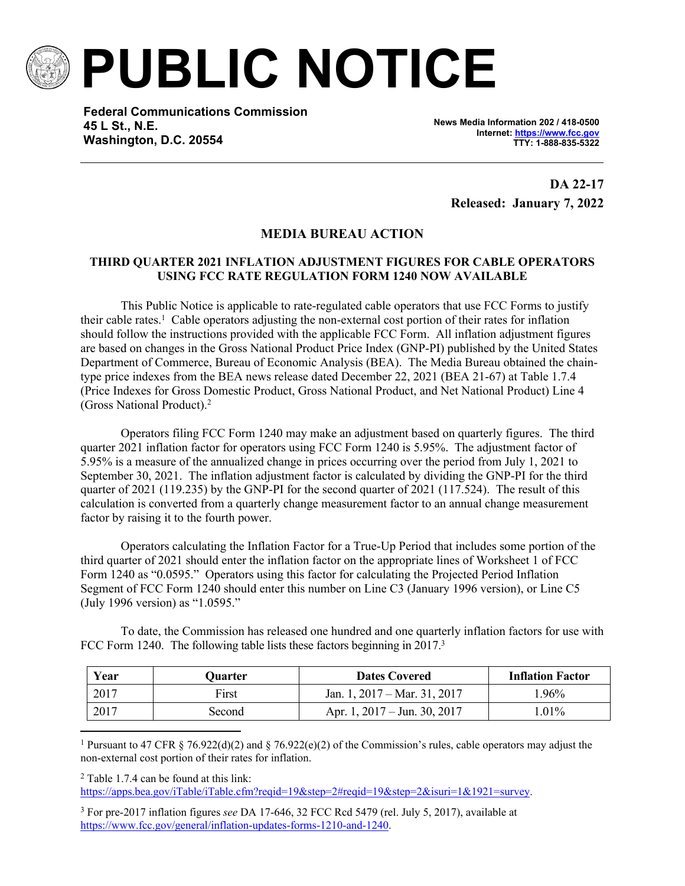# PUBLIC NOTICE

**Federal Communications Commission**
**45 L St., N.E.**
**Washington, D.C. 20554**

**News Media Information 202 / 418-0500**
**Internet: https://www.fcc.gov**
**TTY: 1-888-835-5322**

**DA 22-17**
**Released: January 7, 2022**

## MEDIA BUREAU ACTION

### THIRD QUARTER 2021 INFLATION ADJUSTMENT FIGURES FOR CABLE OPERATORS USING FCC RATE REGULATION FORM 1240 NOW AVAILABLE

This Public Notice is applicable to rate-regulated cable operators that use FCC Forms to justify their cable rates.[1] Cable operators adjusting the non-external cost portion of their rates for inflation should follow the instructions provided with the applicable FCC Form. All inflation adjustment figures are based on changes in the Gross National Product Price Index (GNP-PI) published by the United States Department of Commerce, Bureau of Economic Analysis (BEA). The Media Bureau obtained the chain-type price indexes from the BEA news release dated December 22, 2021 (BEA 21-67) at Table 1.7.4 (Price Indexes for Gross Domestic Product, Gross National Product, and Net National Product) Line 4 (Gross National Product).[2]

Operators filing FCC Form 1240 may make an adjustment based on quarterly figures. The third quarter 2021 inflation factor for operators using FCC Form 1240 is 5.95%. The adjustment factor of 5.95% is a measure of the annualized change in prices occurring over the period from July 1, 2021 to September 30, 2021. The inflation adjustment factor is calculated by dividing the GNP-PI for the third quarter of 2021 (119.235) by the GNP-PI for the second quarter of 2021 (117.524). The result of this calculation is converted from a quarterly change measurement factor to an annual change measurement factor by raising it to the fourth power.

Operators calculating the Inflation Factor for a True-Up Period that includes some portion of the third quarter of 2021 should enter the inflation factor on the appropriate lines of Worksheet 1 of FCC Form 1240 as "0.0595." Operators using this factor for calculating the Projected Period Inflation Segment of FCC Form 1240 should enter this number on Line C3 (January 1996 version), or Line C5 (July 1996 version) as "1.0595."

To date, the Commission has released one hundred and one quarterly inflation factors for use with FCC Form 1240. The following table lists these factors beginning in 2017.[3]

| Year | Quarter | Dates Covered | Inflation Factor |
|---|---|---|---|
| 2017 | First | Jan. 1, 2017 – Mar. 31, 2017 | 1.96% |
| 2017 | Second | Apr. 1, 2017 – Jun. 30, 2017 | 1.01% |

[1] Pursuant to 47 CFR § 76.922(d)(2) and § 76.922(e)(2) of the Commission's rules, cable operators may adjust the non-external cost portion of their rates for inflation.

[2] Table 1.7.4 can be found at this link: https://apps.bea.gov/iTable/iTable.cfm?reqid=19&step=2#reqid=19&step=2&isuri=1&1921=survey.

[3] For pre-2017 inflation figures *see* DA 17-646, 32 FCC Rcd 5479 (rel. July 5, 2017), available at https://www.fcc.gov/general/inflation-updates-forms-1210-and-1240.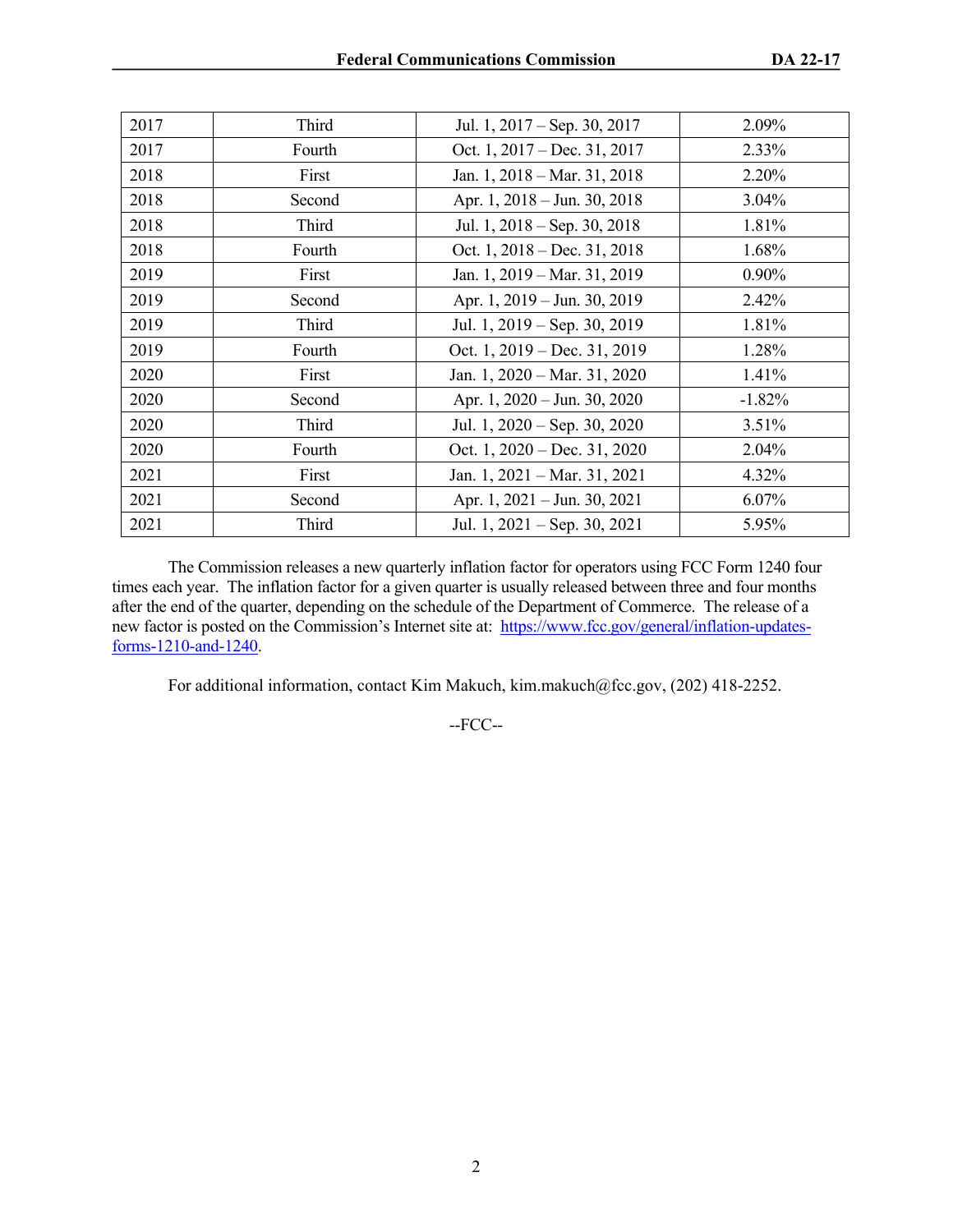| | | | |
|---|---|---|---|
| 2017 | Third | Jul. 1, 2017 – Sep. 30, 2017 | 2.09% |
| 2017 | Fourth | Oct. 1, 2017 – Dec. 31, 2017 | 2.33% |
| 2018 | First | Jan. 1, 2018 – Mar. 31, 2018 | 2.20% |
| 2018 | Second | Apr. 1, 2018 – Jun. 30, 2018 | 3.04% |
| 2018 | Third | Jul. 1, 2018 – Sep. 30, 2018 | 1.81% |
| 2018 | Fourth | Oct. 1, 2018 – Dec. 31, 2018 | 1.68% |
| 2019 | First | Jan. 1, 2019 – Mar. 31, 2019 | 0.90% |
| 2019 | Second | Apr. 1, 2019 – Jun. 30, 2019 | 2.42% |
| 2019 | Third | Jul. 1, 2019 – Sep. 30, 2019 | 1.81% |
| 2019 | Fourth | Oct. 1, 2019 – Dec. 31, 2019 | 1.28% |
| 2020 | First | Jan. 1, 2020 – Mar. 31, 2020 | 1.41% |
| 2020 | Second | Apr. 1, 2020 – Jun. 30, 2020 | -1.82% |
| 2020 | Third | Jul. 1, 2020 – Sep. 30, 2020 | 3.51% |
| 2020 | Fourth | Oct. 1, 2020 – Dec. 31, 2020 | 2.04% |
| 2021 | First | Jan. 1, 2021 – Mar. 31, 2021 | 4.32% |
| 2021 | Second | Apr. 1, 2021 – Jun. 30, 2021 | 6.07% |
| 2021 | Third | Jul. 1, 2021 – Sep. 30, 2021 | 5.95% |

The Commission releases a new quarterly inflation factor for operators using FCC Form 1240 four times each year. The inflation factor for a given quarter is usually released between three and four months after the end of the quarter, depending on the schedule of the Department of Commerce. The release of a new factor is posted on the Commission's Internet site at: https://www.fcc.gov/general/inflation-updates-forms-1210-and-1240.

For additional information, contact Kim Makuch, kim.makuch@fcc.gov, (202) 418-2252.

--FCC--